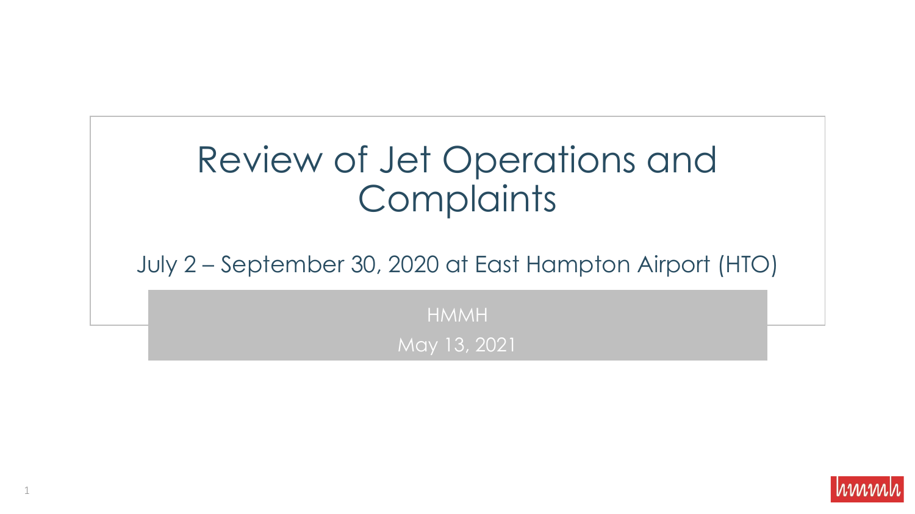# Review of Jet Operations and Complaints

July 2 – September 30, 2020 at East Hampton Airport (HTO)

HMMH

May 13, 2021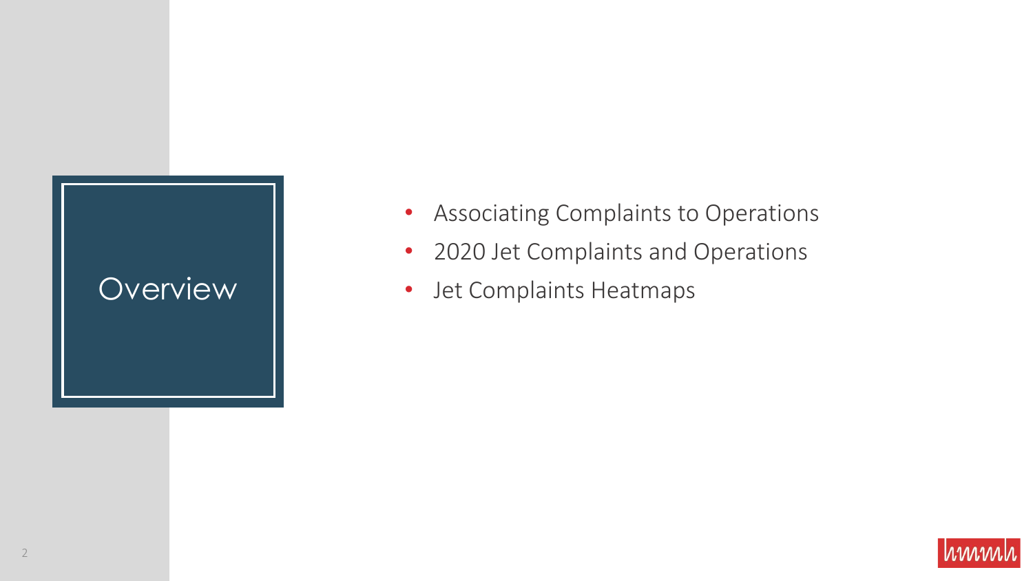# Overview

- Associating Complaints to Operations
- 2020 Jet Complaints and Operations
- Jet Complaints Heatmaps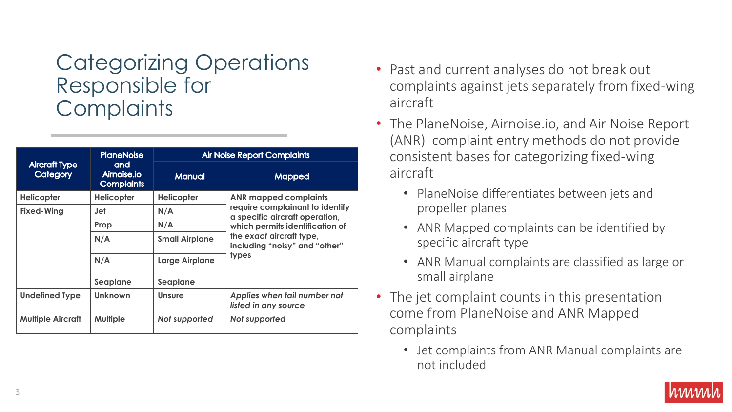# Categorizing Operations Responsible for Complaints

| Aircraft Type Category | PlaneNoise and Airnoise.io Complaints | Air Noise Report Complaints | |
|---|---|---|---|
| | | Manual | Mapped |
| Helicopter | Helicopter | Helicopter | ANR mapped complaints require complainant to identify a specific aircraft operation, which permits identification of the *exact* aircraft type, including "noisy" and "other" types |
| Fixed-Wing | Jet | N/A | |
| | Prop | N/A | |
| | N/A | Small Airplane | |
| | N/A | Large Airplane | |
| | Seaplane | Seaplane | |
| Undefined Type | Unknown | Unsure | *Applies when tail number not listed in any source* |
| Multiple Aircraft | Multiple | *Not supported* | *Not supported* |

- Past and current analyses do not break out complaints against jets separately from fixed-wing aircraft
- The PlaneNoise, Airnoise.io, and Air Noise Report (ANR) complaint entry methods do not provide consistent bases for categorizing fixed-wing aircraft
  - PlaneNoise differentiates between jets and propeller planes
  - ANR Mapped complaints can be identified by specific aircraft type
  - ANR Manual complaints are classified as large or small airplane
- The jet complaint counts in this presentation come from PlaneNoise and ANR Mapped complaints
  - Jet complaints from ANR Manual complaints are not included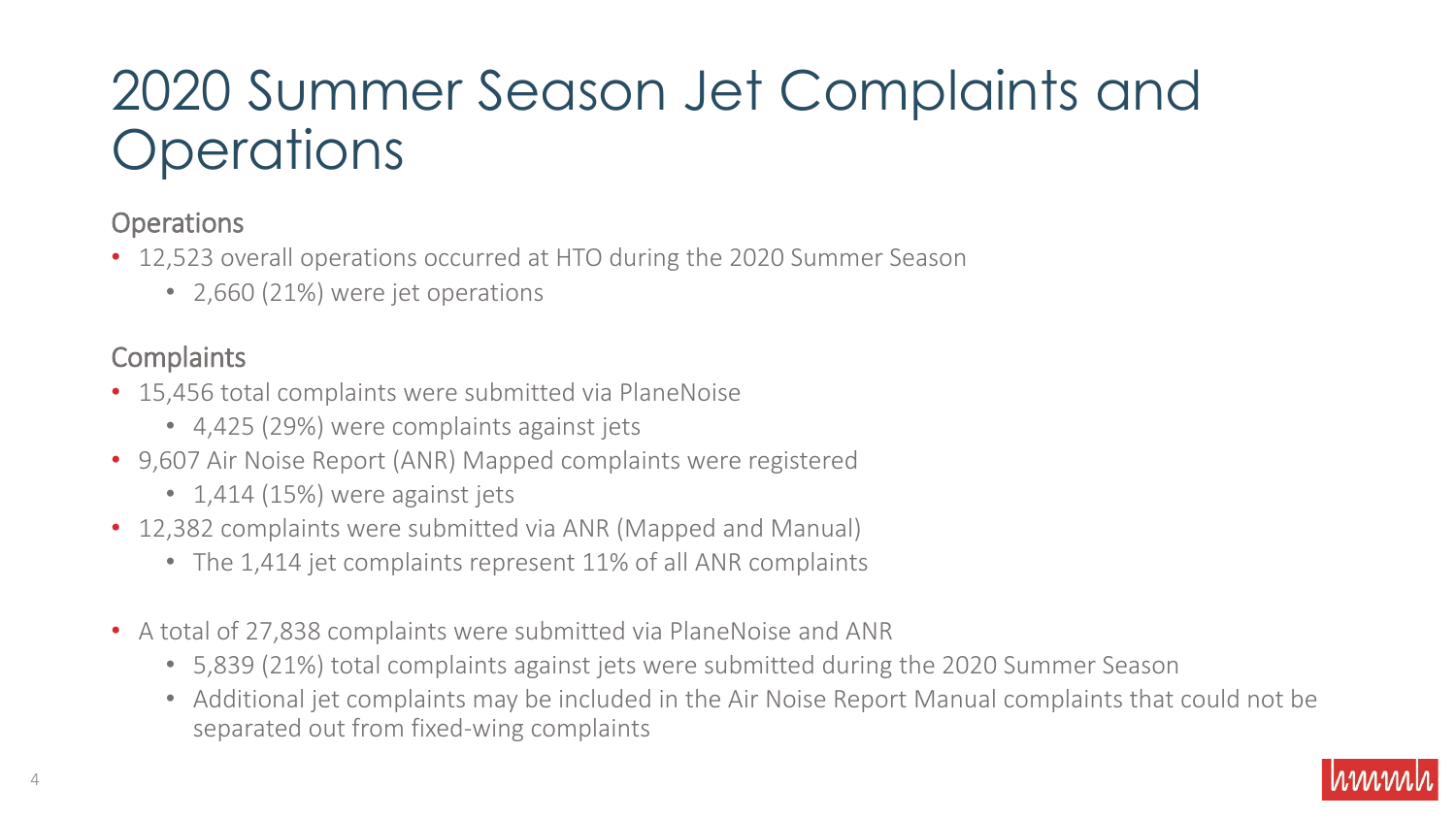# 2020 Summer Season Jet Complaints and Operations

## Operations

- 12,523 overall operations occurred at HTO during the 2020 Summer Season
  - 2,660 (21%) were jet operations

## Complaints

- 15,456 total complaints were submitted via PlaneNoise
  - 4,425 (29%) were complaints against jets
- 9,607 Air Noise Report (ANR) Mapped complaints were registered
  - 1,414 (15%) were against jets
- 12,382 complaints were submitted via ANR (Mapped and Manual)
  - The 1,414 jet complaints represent 11% of all ANR complaints
- A total of 27,838 complaints were submitted via PlaneNoise and ANR
  - 5,839 (21%) total complaints against jets were submitted during the 2020 Summer Season
  - Additional jet complaints may be included in the Air Noise Report Manual complaints that could not be separated out from fixed-wing complaints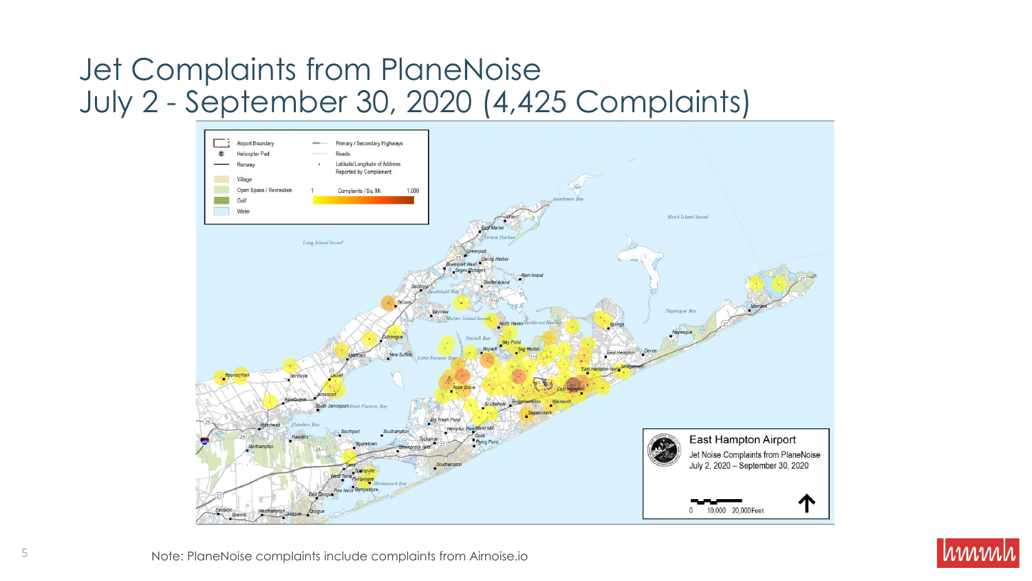# Jet Complaints from PlaneNoise
# July 2 - September 30, 2020 (4,425 Complaints)

Note: PlaneNoise complaints include complaints from Airnoise.io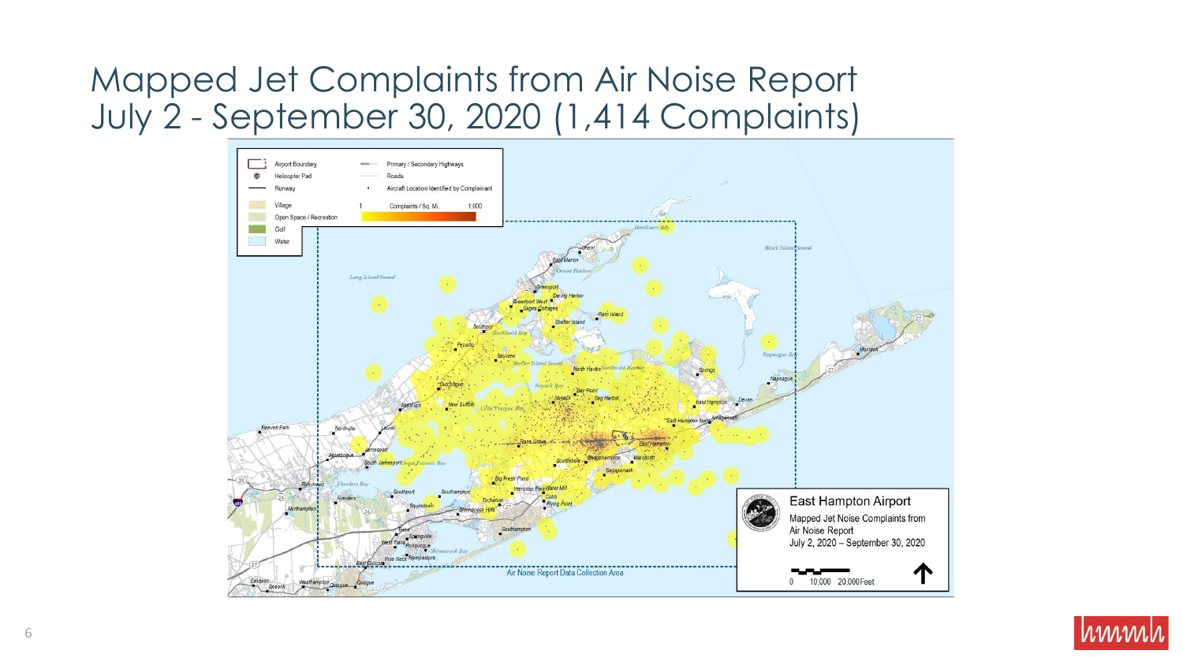# Mapped Jet Complaints from Air Noise Report July 2 - September 30, 2020 (1,414 Complaints)

Airport Boundary
Helicopter Pad
Runway
Village
Open Space / Recreation
Golf
Water
Primary / Secondary Highways
Roads
Aircraft Location Identified by Complainant
1 Complaints / Sq. Mi. 1,000

Air Noise Report Data Collection Area

East Hampton Airport

Mapped Jet Noise Complaints from Air Noise Report

July 2, 2020 – September 30, 2020

0 10,000 20,000 Feet